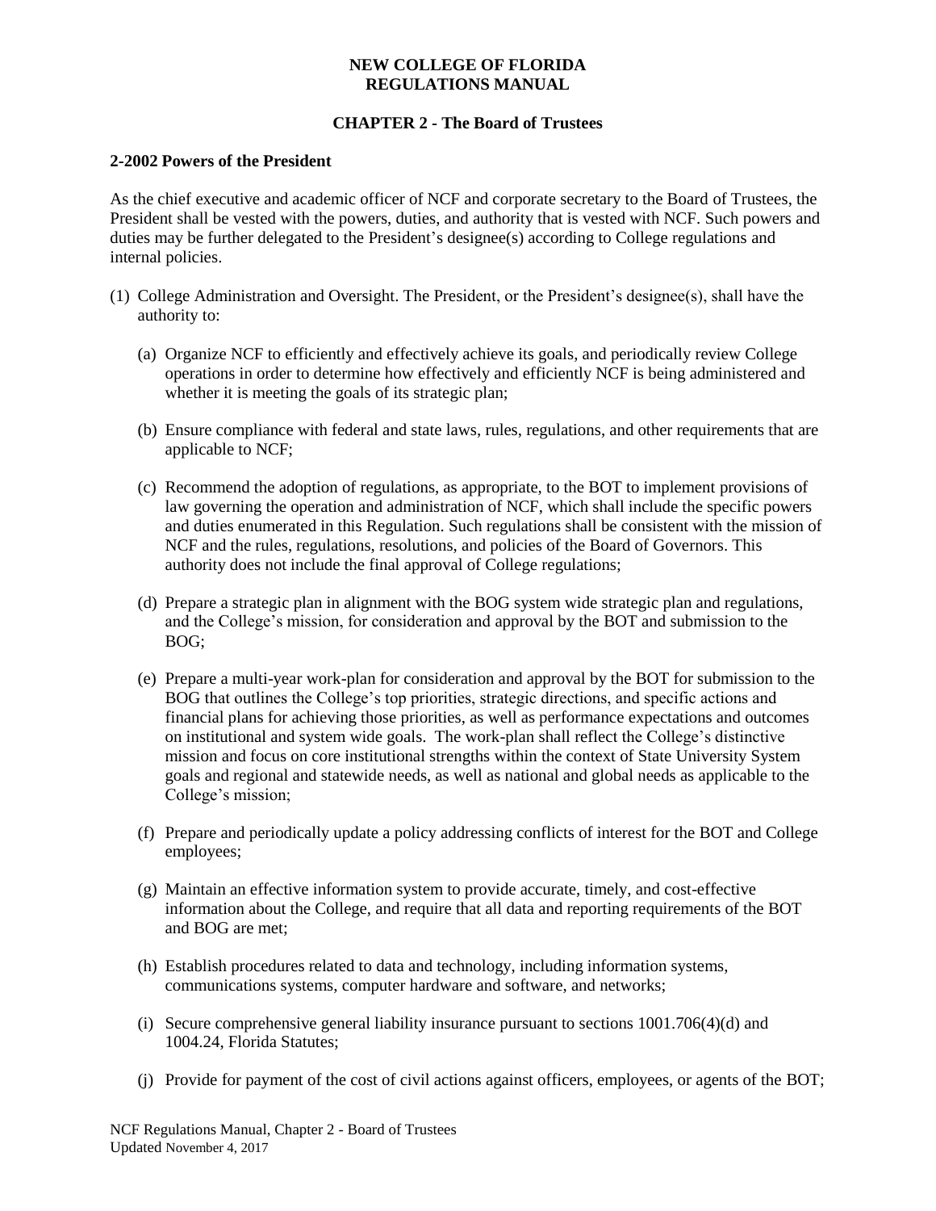**NEW COLLEGE OF FLORIDA**
**REGULATIONS MANUAL**

**CHAPTER 2 - The Board of Trustees**

**2-2002 Powers of the President**

As the chief executive and academic officer of NCF and corporate secretary to the Board of Trustees, the President shall be vested with the powers, duties, and authority that is vested with NCF. Such powers and duties may be further delegated to the President's designee(s) according to College regulations and internal policies.

(1) College Administration and Oversight. The President, or the President's designee(s), shall have the authority to:

  (a) Organize NCF to efficiently and effectively achieve its goals, and periodically review College operations in order to determine how effectively and efficiently NCF is being administered and whether it is meeting the goals of its strategic plan;

  (b) Ensure compliance with federal and state laws, rules, regulations, and other requirements that are applicable to NCF;

  (c) Recommend the adoption of regulations, as appropriate, to the BOT to implement provisions of law governing the operation and administration of NCF, which shall include the specific powers and duties enumerated in this Regulation. Such regulations shall be consistent with the mission of NCF and the rules, regulations, resolutions, and policies of the Board of Governors. This authority does not include the final approval of College regulations;

  (d) Prepare a strategic plan in alignment with the BOG system wide strategic plan and regulations, and the College's mission, for consideration and approval by the BOT and submission to the BOG;

  (e) Prepare a multi-year work-plan for consideration and approval by the BOT for submission to the BOG that outlines the College's top priorities, strategic directions, and specific actions and financial plans for achieving those priorities, as well as performance expectations and outcomes on institutional and system wide goals. The work-plan shall reflect the College's distinctive mission and focus on core institutional strengths within the context of State University System goals and regional and statewide needs, as well as national and global needs as applicable to the College's mission;

  (f) Prepare and periodically update a policy addressing conflicts of interest for the BOT and College employees;

  (g) Maintain an effective information system to provide accurate, timely, and cost-effective information about the College, and require that all data and reporting requirements of the BOT and BOG are met;

  (h) Establish procedures related to data and technology, including information systems, communications systems, computer hardware and software, and networks;

  (i) Secure comprehensive general liability insurance pursuant to sections 1001.706(4)(d) and 1004.24, Florida Statutes;

  (j) Provide for payment of the cost of civil actions against officers, employees, or agents of the BOT;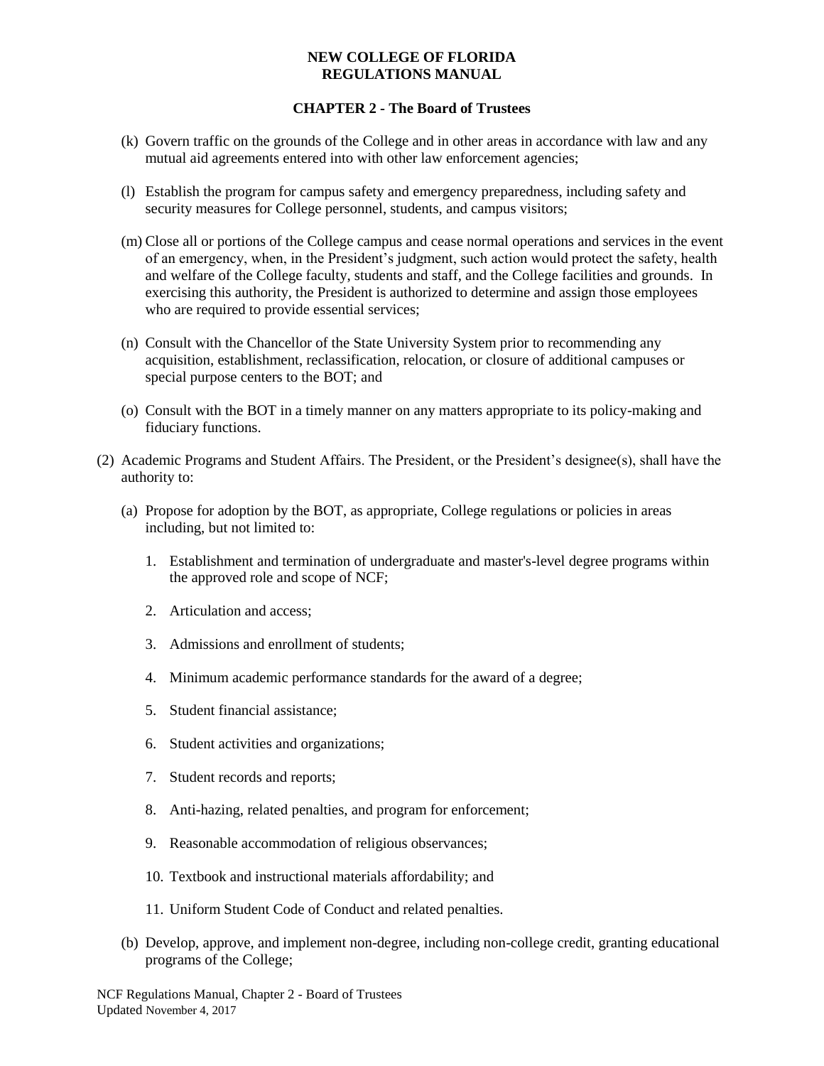(k) Govern traffic on the grounds of the College and in other areas in accordance with law and any mutual aid agreements entered into with other law enforcement agencies;

(l) Establish the program for campus safety and emergency preparedness, including safety and security measures for College personnel, students, and campus visitors;

(m) Close all or portions of the College campus and cease normal operations and services in the event of an emergency, when, in the President's judgment, such action would protect the safety, health and welfare of the College faculty, students and staff, and the College facilities and grounds. In exercising this authority, the President is authorized to determine and assign those employees who are required to provide essential services;

(n) Consult with the Chancellor of the State University System prior to recommending any acquisition, establishment, reclassification, relocation, or closure of additional campuses or special purpose centers to the BOT; and

(o) Consult with the BOT in a timely manner on any matters appropriate to its policy-making and fiduciary functions.

(2) Academic Programs and Student Affairs. The President, or the President's designee(s), shall have the authority to:

(a) Propose for adoption by the BOT, as appropriate, College regulations or policies in areas including, but not limited to:

1. Establishment and termination of undergraduate and master's-level degree programs within the approved role and scope of NCF;

2. Articulation and access;

3. Admissions and enrollment of students;

4. Minimum academic performance standards for the award of a degree;

5. Student financial assistance;

6. Student activities and organizations;

7. Student records and reports;

8. Anti-hazing, related penalties, and program for enforcement;

9. Reasonable accommodation of religious observances;

10. Textbook and instructional materials affordability; and

11. Uniform Student Code of Conduct and related penalties.

(b) Develop, approve, and implement non-degree, including non-college credit, granting educational programs of the College;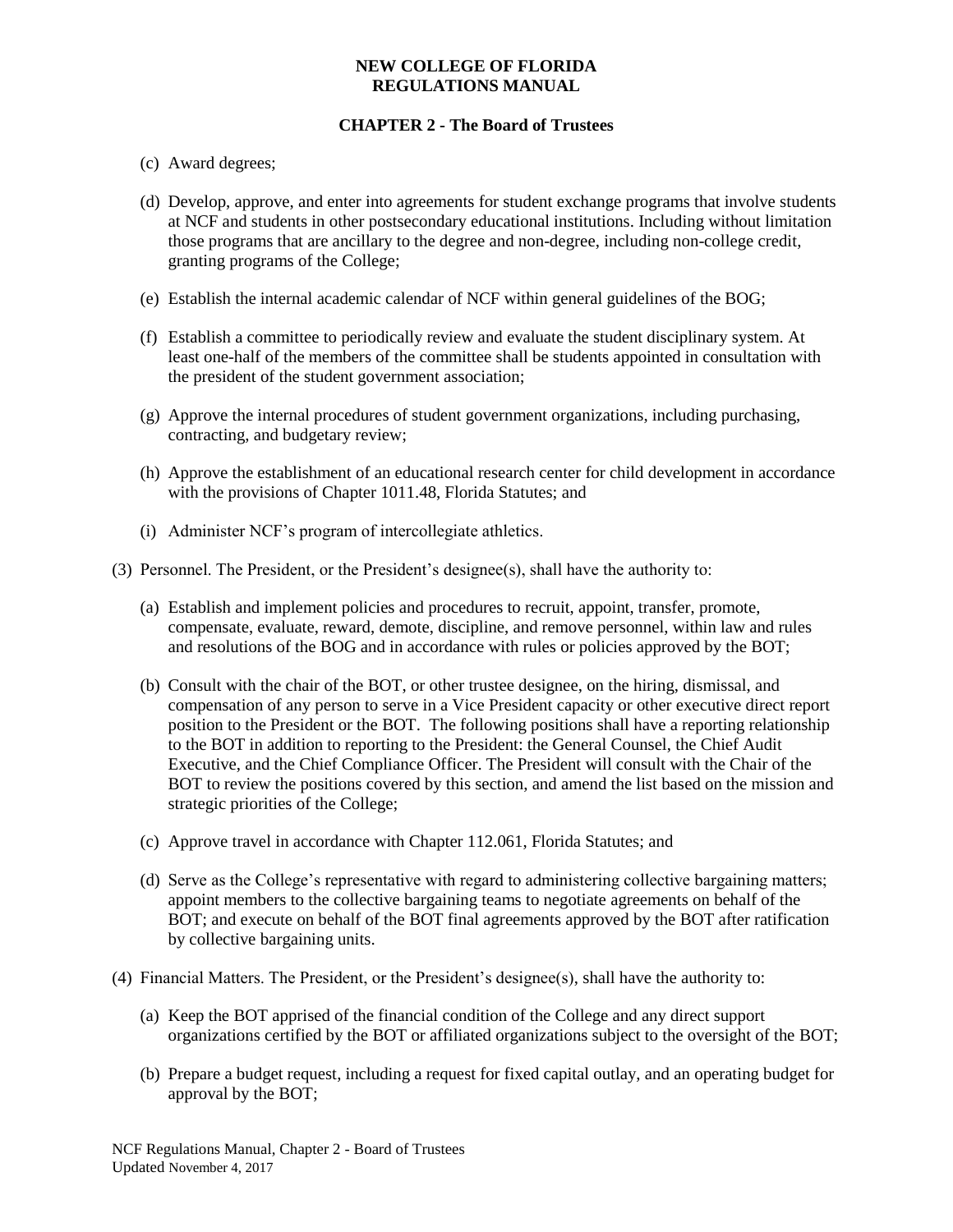(c) Award degrees;

(d) Develop, approve, and enter into agreements for student exchange programs that involve students at NCF and students in other postsecondary educational institutions. Including without limitation those programs that are ancillary to the degree and non-degree, including non-college credit, granting programs of the College;

(e) Establish the internal academic calendar of NCF within general guidelines of the BOG;

(f) Establish a committee to periodically review and evaluate the student disciplinary system. At least one-half of the members of the committee shall be students appointed in consultation with the president of the student government association;

(g) Approve the internal procedures of student government organizations, including purchasing, contracting, and budgetary review;

(h) Approve the establishment of an educational research center for child development in accordance with the provisions of Chapter 1011.48, Florida Statutes; and

(i) Administer NCF's program of intercollegiate athletics.

(3) Personnel. The President, or the President's designee(s), shall have the authority to:

(a) Establish and implement policies and procedures to recruit, appoint, transfer, promote, compensate, evaluate, reward, demote, discipline, and remove personnel, within law and rules and resolutions of the BOG and in accordance with rules or policies approved by the BOT;

(b) Consult with the chair of the BOT, or other trustee designee, on the hiring, dismissal, and compensation of any person to serve in a Vice President capacity or other executive direct report position to the President or the BOT. The following positions shall have a reporting relationship to the BOT in addition to reporting to the President: the General Counsel, the Chief Audit Executive, and the Chief Compliance Officer. The President will consult with the Chair of the BOT to review the positions covered by this section, and amend the list based on the mission and strategic priorities of the College;

(c) Approve travel in accordance with Chapter 112.061, Florida Statutes; and

(d) Serve as the College's representative with regard to administering collective bargaining matters; appoint members to the collective bargaining teams to negotiate agreements on behalf of the BOT; and execute on behalf of the BOT final agreements approved by the BOT after ratification by collective bargaining units.

(4) Financial Matters. The President, or the President's designee(s), shall have the authority to:

(a) Keep the BOT apprised of the financial condition of the College and any direct support organizations certified by the BOT or affiliated organizations subject to the oversight of the BOT;

(b) Prepare a budget request, including a request for fixed capital outlay, and an operating budget for approval by the BOT;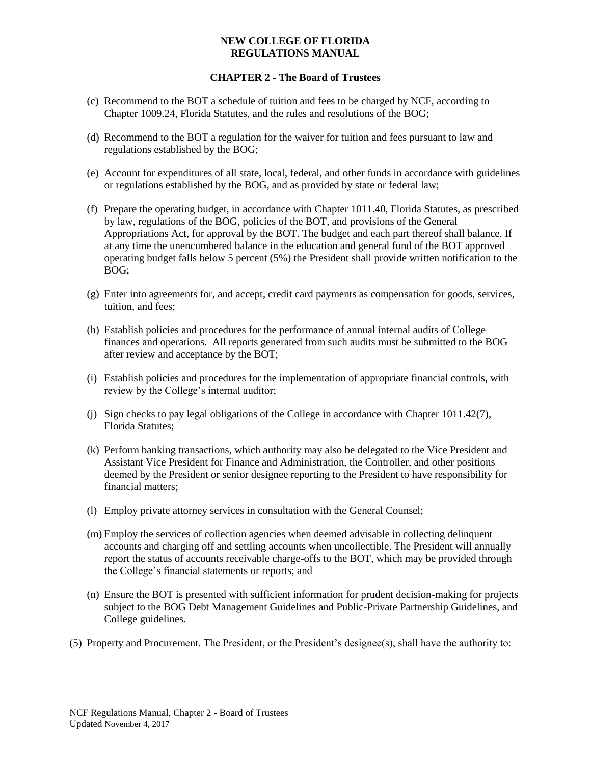(c) Recommend to the BOT a schedule of tuition and fees to be charged by NCF, according to Chapter 1009.24, Florida Statutes, and the rules and resolutions of the BOG;

(d) Recommend to the BOT a regulation for the waiver for tuition and fees pursuant to law and regulations established by the BOG;

(e) Account for expenditures of all state, local, federal, and other funds in accordance with guidelines or regulations established by the BOG, and as provided by state or federal law;

(f) Prepare the operating budget, in accordance with Chapter 1011.40, Florida Statutes, as prescribed by law, regulations of the BOG, policies of the BOT, and provisions of the General Appropriations Act, for approval by the BOT. The budget and each part thereof shall balance. If at any time the unencumbered balance in the education and general fund of the BOT approved operating budget falls below 5 percent (5%) the President shall provide written notification to the BOG;

(g) Enter into agreements for, and accept, credit card payments as compensation for goods, services, tuition, and fees;

(h) Establish policies and procedures for the performance of annual internal audits of College finances and operations. All reports generated from such audits must be submitted to the BOG after review and acceptance by the BOT;

(i) Establish policies and procedures for the implementation of appropriate financial controls, with review by the College's internal auditor;

(j) Sign checks to pay legal obligations of the College in accordance with Chapter 1011.42(7), Florida Statutes;

(k) Perform banking transactions, which authority may also be delegated to the Vice President and Assistant Vice President for Finance and Administration, the Controller, and other positions deemed by the President or senior designee reporting to the President to have responsibility for financial matters;

(l) Employ private attorney services in consultation with the General Counsel;

(m) Employ the services of collection agencies when deemed advisable in collecting delinquent accounts and charging off and settling accounts when uncollectible. The President will annually report the status of accounts receivable charge-offs to the BOT, which may be provided through the College's financial statements or reports; and

(n) Ensure the BOT is presented with sufficient information for prudent decision-making for projects subject to the BOG Debt Management Guidelines and Public-Private Partnership Guidelines, and College guidelines.

(5) Property and Procurement. The President, or the President's designee(s), shall have the authority to: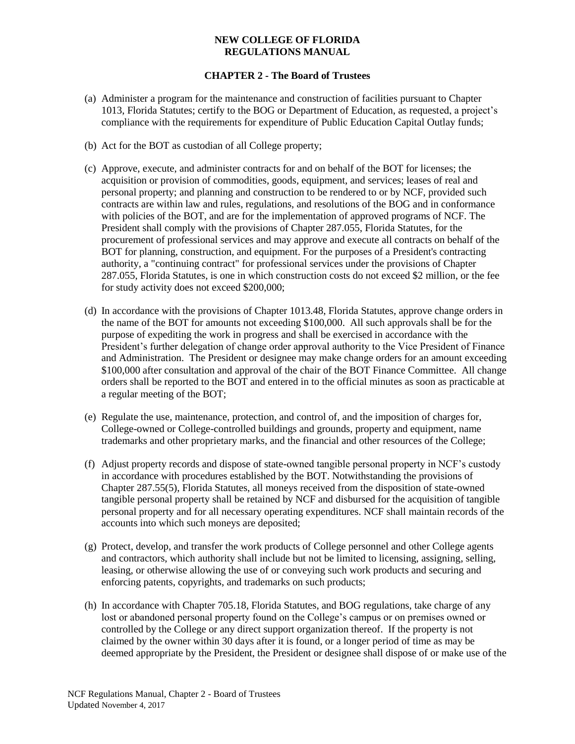**NEW COLLEGE OF FLORIDA**
**REGULATIONS MANUAL**

**CHAPTER 2 - The Board of Trustees**

(a) Administer a program for the maintenance and construction of facilities pursuant to Chapter 1013, Florida Statutes; certify to the BOG or Department of Education, as requested, a project's compliance with the requirements for expenditure of Public Education Capital Outlay funds;

(b) Act for the BOT as custodian of all College property;

(c) Approve, execute, and administer contracts for and on behalf of the BOT for licenses; the acquisition or provision of commodities, goods, equipment, and services; leases of real and personal property; and planning and construction to be rendered to or by NCF, provided such contracts are within law and rules, regulations, and resolutions of the BOG and in conformance with policies of the BOT, and are for the implementation of approved programs of NCF. The President shall comply with the provisions of Chapter 287.055, Florida Statutes, for the procurement of professional services and may approve and execute all contracts on behalf of the BOT for planning, construction, and equipment. For the purposes of a President's contracting authority, a "continuing contract" for professional services under the provisions of Chapter 287.055, Florida Statutes, is one in which construction costs do not exceed \$2 million, or the fee for study activity does not exceed \$200,000;

(d) In accordance with the provisions of Chapter 1013.48, Florida Statutes, approve change orders in the name of the BOT for amounts not exceeding \$100,000. All such approvals shall be for the purpose of expediting the work in progress and shall be exercised in accordance with the President's further delegation of change order approval authority to the Vice President of Finance and Administration. The President or designee may make change orders for an amount exceeding \$100,000 after consultation and approval of the chair of the BOT Finance Committee. All change orders shall be reported to the BOT and entered in to the official minutes as soon as practicable at a regular meeting of the BOT;

(e) Regulate the use, maintenance, protection, and control of, and the imposition of charges for, College-owned or College-controlled buildings and grounds, property and equipment, name trademarks and other proprietary marks, and the financial and other resources of the College;

(f) Adjust property records and dispose of state-owned tangible personal property in NCF's custody in accordance with procedures established by the BOT. Notwithstanding the provisions of Chapter 287.55(5), Florida Statutes, all moneys received from the disposition of state-owned tangible personal property shall be retained by NCF and disbursed for the acquisition of tangible personal property and for all necessary operating expenditures. NCF shall maintain records of the accounts into which such moneys are deposited;

(g) Protect, develop, and transfer the work products of College personnel and other College agents and contractors, which authority shall include but not be limited to licensing, assigning, selling, leasing, or otherwise allowing the use of or conveying such work products and securing and enforcing patents, copyrights, and trademarks on such products;

(h) In accordance with Chapter 705.18, Florida Statutes, and BOG regulations, take charge of any lost or abandoned personal property found on the College's campus or on premises owned or controlled by the College or any direct support organization thereof. If the property is not claimed by the owner within 30 days after it is found, or a longer period of time as may be deemed appropriate by the President, the President or designee shall dispose of or make use of the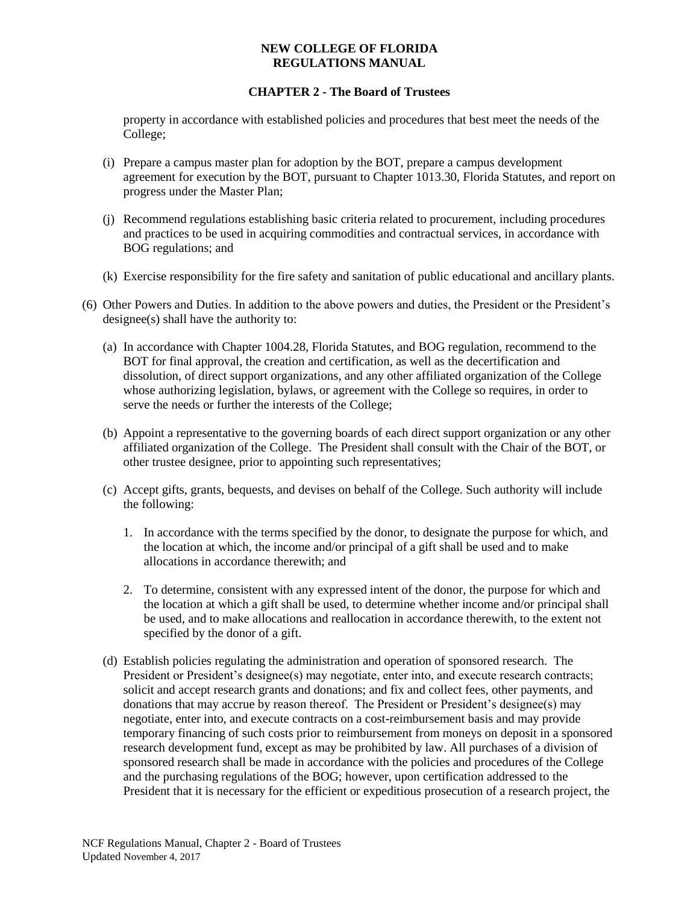property in accordance with established policies and procedures that best meet the needs of the College;

(i) Prepare a campus master plan for adoption by the BOT, prepare a campus development agreement for execution by the BOT, pursuant to Chapter 1013.30, Florida Statutes, and report on progress under the Master Plan;

(j) Recommend regulations establishing basic criteria related to procurement, including procedures and practices to be used in acquiring commodities and contractual services, in accordance with BOG regulations; and

(k) Exercise responsibility for the fire safety and sanitation of public educational and ancillary plants.

(6) Other Powers and Duties. In addition to the above powers and duties, the President or the President's designee(s) shall have the authority to:

(a) In accordance with Chapter 1004.28, Florida Statutes, and BOG regulation, recommend to the BOT for final approval, the creation and certification, as well as the decertification and dissolution, of direct support organizations, and any other affiliated organization of the College whose authorizing legislation, bylaws, or agreement with the College so requires, in order to serve the needs or further the interests of the College;

(b) Appoint a representative to the governing boards of each direct support organization or any other affiliated organization of the College. The President shall consult with the Chair of the BOT, or other trustee designee, prior to appointing such representatives;

(c) Accept gifts, grants, bequests, and devises on behalf of the College. Such authority will include the following:

1. In accordance with the terms specified by the donor, to designate the purpose for which, and the location at which, the income and/or principal of a gift shall be used and to make allocations in accordance therewith; and

2. To determine, consistent with any expressed intent of the donor, the purpose for which and the location at which a gift shall be used, to determine whether income and/or principal shall be used, and to make allocations and reallocation in accordance therewith, to the extent not specified by the donor of a gift.

(d) Establish policies regulating the administration and operation of sponsored research. The President or President's designee(s) may negotiate, enter into, and execute research contracts; solicit and accept research grants and donations; and fix and collect fees, other payments, and donations that may accrue by reason thereof. The President or President's designee(s) may negotiate, enter into, and execute contracts on a cost-reimbursement basis and may provide temporary financing of such costs prior to reimbursement from moneys on deposit in a sponsored research development fund, except as may be prohibited by law. All purchases of a division of sponsored research shall be made in accordance with the policies and procedures of the College and the purchasing regulations of the BOG; however, upon certification addressed to the President that it is necessary for the efficient or expeditious prosecution of a research project, the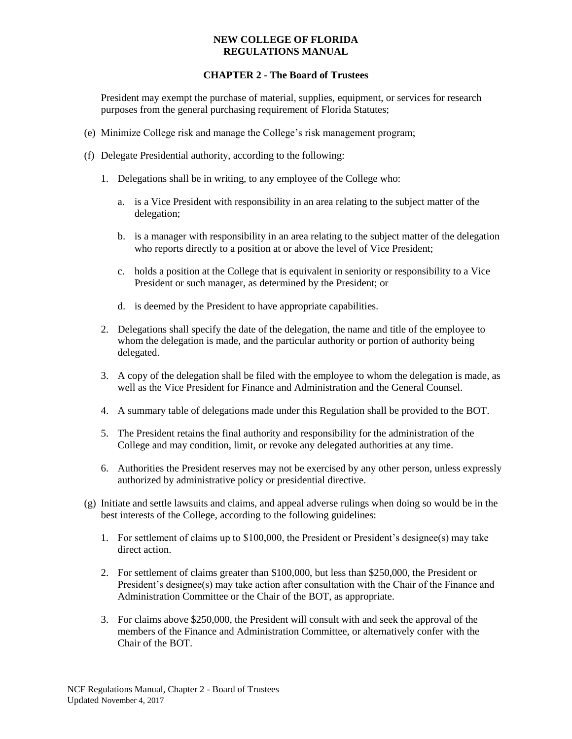President may exempt the purchase of material, supplies, equipment, or services for research purposes from the general purchasing requirement of Florida Statutes;

(e) Minimize College risk and manage the College's risk management program;

(f) Delegate Presidential authority, according to the following:

1. Delegations shall be in writing, to any employee of the College who:

   a. is a Vice President with responsibility in an area relating to the subject matter of the delegation;

   b. is a manager with responsibility in an area relating to the subject matter of the delegation who reports directly to a position at or above the level of Vice President;

   c. holds a position at the College that is equivalent in seniority or responsibility to a Vice President or such manager, as determined by the President; or

   d. is deemed by the President to have appropriate capabilities.

2. Delegations shall specify the date of the delegation, the name and title of the employee to whom the delegation is made, and the particular authority or portion of authority being delegated.

3. A copy of the delegation shall be filed with the employee to whom the delegation is made, as well as the Vice President for Finance and Administration and the General Counsel.

4. A summary table of delegations made under this Regulation shall be provided to the BOT.

5. The President retains the final authority and responsibility for the administration of the College and may condition, limit, or revoke any delegated authorities at any time.

6. Authorities the President reserves may not be exercised by any other person, unless expressly authorized by administrative policy or presidential directive.

(g) Initiate and settle lawsuits and claims, and appeal adverse rulings when doing so would be in the best interests of the College, according to the following guidelines:

1. For settlement of claims up to $100,000, the President or President's designee(s) may take direct action.

2. For settlement of claims greater than $100,000, but less than $250,000, the President or President's designee(s) may take action after consultation with the Chair of the Finance and Administration Committee or the Chair of the BOT, as appropriate.

3. For claims above $250,000, the President will consult with and seek the approval of the members of the Finance and Administration Committee, or alternatively confer with the Chair of the BOT.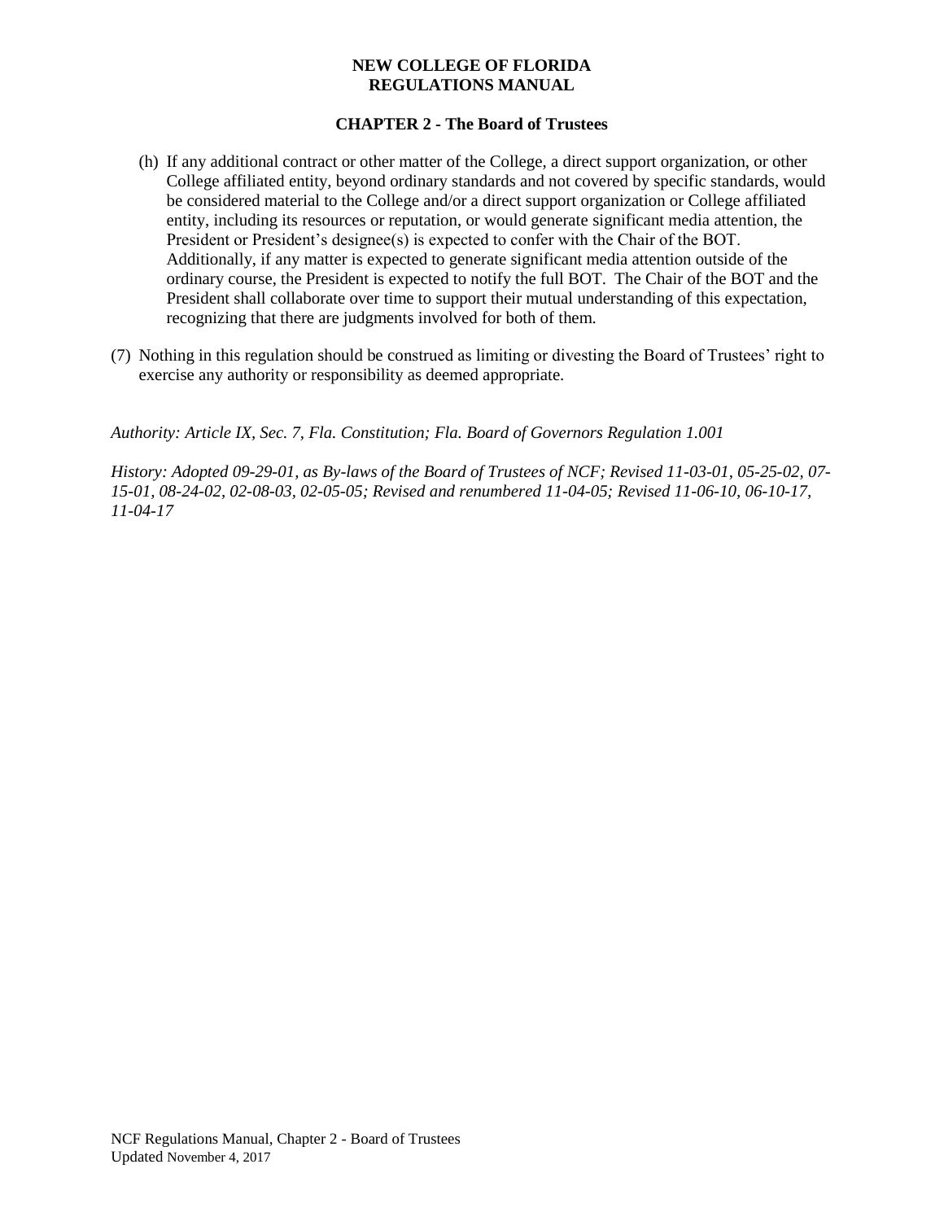(h) If any additional contract or other matter of the College, a direct support organization, or other College affiliated entity, beyond ordinary standards and not covered by specific standards, would be considered material to the College and/or a direct support organization or College affiliated entity, including its resources or reputation, or would generate significant media attention, the President or President's designee(s) is expected to confer with the Chair of the BOT. Additionally, if any matter is expected to generate significant media attention outside of the ordinary course, the President is expected to notify the full BOT. The Chair of the BOT and the President shall collaborate over time to support their mutual understanding of this expectation, recognizing that there are judgments involved for both of them.

(7) Nothing in this regulation should be construed as limiting or divesting the Board of Trustees' right to exercise any authority or responsibility as deemed appropriate.

*Authority: Article IX, Sec. 7, Fla. Constitution; Fla. Board of Governors Regulation 1.001*

*History: Adopted 09-29-01, as By-laws of the Board of Trustees of NCF; Revised 11-03-01, 05-25-02, 07-15-01, 08-24-02, 02-08-03, 02-05-05; Revised and renumbered 11-04-05; Revised 11-06-10, 06-10-17, 11-04-17*